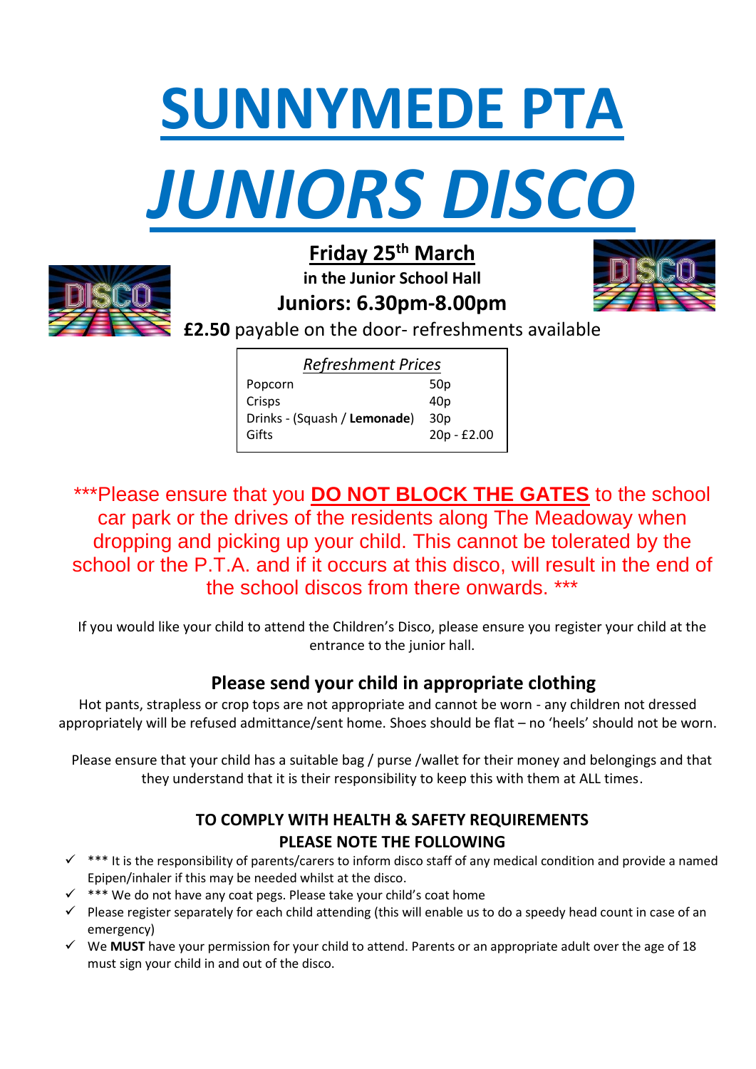# SUNNYMEDE PTA

# *JUNIORS DISCO*

## Friday 25th March

**in the Junior School Hall**

**Juniors: 6.30pm-8.00pm**

**£2.50** payable on the door- refreshments available

| *Refreshment Prices* | |
|---|---|
| Popcorn | 50p |
| Crisps | 40p |
| Drinks - (Squash / **Lemonade**) | 30p |
| Gifts | 20p - £2.00 |

***Please ensure that you **DO NOT BLOCK THE GATES** to the school car park or the drives of the residents along The Meadoway when dropping and picking up your child. This cannot be tolerated by the school or the P.T.A. and if it occurs at this disco, will result in the end of the school discos from there onwards. ***

If you would like your child to attend the Children's Disco, please ensure you register your child at the entrance to the junior hall.

### Please send your child in appropriate clothing

Hot pants, strapless or crop tops are not appropriate and cannot be worn - any children not dressed appropriately will be refused admittance/sent home. Shoes should be flat – no 'heels' should not be worn.

Please ensure that your child has a suitable bag / purse /wallet for their money and belongings and that they understand that it is their responsibility to keep this with them at ALL times.

**TO COMPLY WITH HEALTH & SAFETY REQUIREMENTS**
**PLEASE NOTE THE FOLLOWING**

- ✓ *** It is the responsibility of parents/carers to inform disco staff of any medical condition and provide a named Epipen/inhaler if this may be needed whilst at the disco.
- ✓ *** We do not have any coat pegs. Please take your child's coat home
- ✓ Please register separately for each child attending (this will enable us to do a speedy head count in case of an emergency)
- ✓ We **MUST** have your permission for your child to attend. Parents or an appropriate adult over the age of 18 must sign your child in and out of the disco.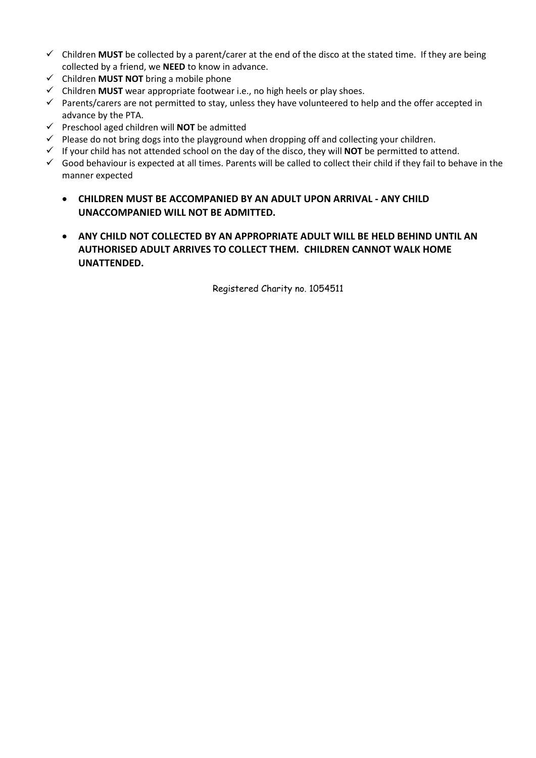- ✓ Children **MUST** be collected by a parent/carer at the end of the disco at the stated time. If they are being collected by a friend, we **NEED** to know in advance.
- ✓ Children **MUST NOT** bring a mobile phone
- ✓ Children **MUST** wear appropriate footwear i.e., no high heels or play shoes.
- ✓ Parents/carers are not permitted to stay, unless they have volunteered to help and the offer accepted in advance by the PTA.
- ✓ Preschool aged children will **NOT** be admitted
- ✓ Please do not bring dogs into the playground when dropping off and collecting your children.
- ✓ If your child has not attended school on the day of the disco, they will **NOT** be permitted to attend.
- ✓ Good behaviour is expected at all times. Parents will be called to collect their child if they fail to behave in the manner expected

- **CHILDREN MUST BE ACCOMPANIED BY AN ADULT UPON ARRIVAL - ANY CHILD UNACCOMPANIED WILL NOT BE ADMITTED.**

- **ANY CHILD NOT COLLECTED BY AN APPROPRIATE ADULT WILL BE HELD BEHIND UNTIL AN AUTHORISED ADULT ARRIVES TO COLLECT THEM. CHILDREN CANNOT WALK HOME UNATTENDED.**

Registered Charity no. 1054511